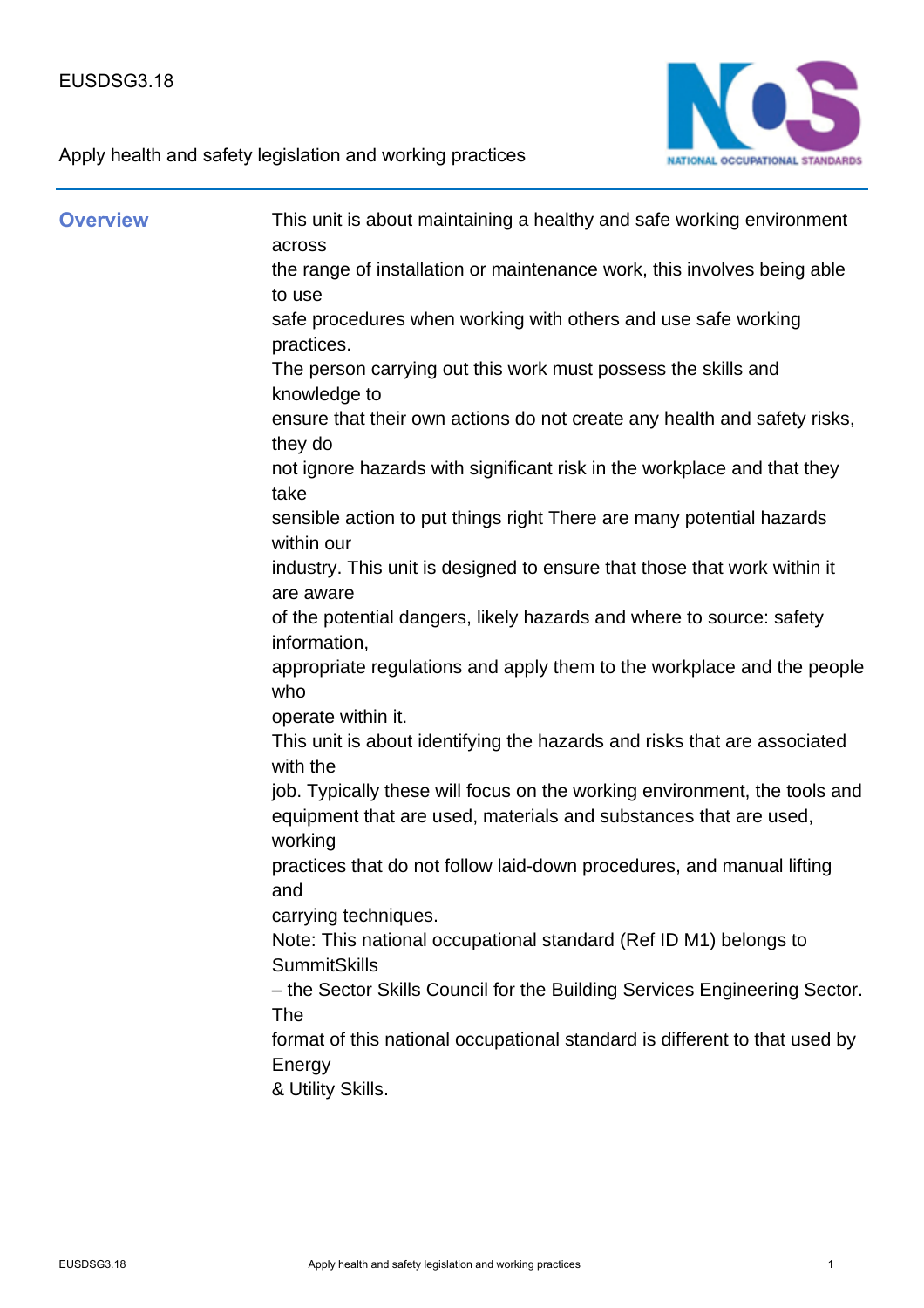EUSDSG3.18

# Apply health and safety legislation and working practices

## Overview

This unit is about maintaining a healthy and safe working environment across the range of installation or maintenance work, this involves being able to use safe procedures when working with others and use safe working practices.

The person carrying out this work must possess the skills and knowledge to ensure that their own actions do not create any health and safety risks, they do not ignore hazards with significant risk in the workplace and that they take sensible action to put things right There are many potential hazards within our industry. This unit is designed to ensure that those that work within it are aware of the potential dangers, likely hazards and where to source: safety information, appropriate regulations and apply them to the workplace and the people who operate within it.

This unit is about identifying the hazards and risks that are associated with the job. Typically these will focus on the working environment, the tools and equipment that are used, materials and substances that are used, working practices that do not follow laid-down procedures, and manual lifting and carrying techniques.

Note: This national occupational standard (Ref ID M1) belongs to SummitSkills – the Sector Skills Council for the Building Services Engineering Sector. The format of this national occupational standard is different to that used by Energy & Utility Skills.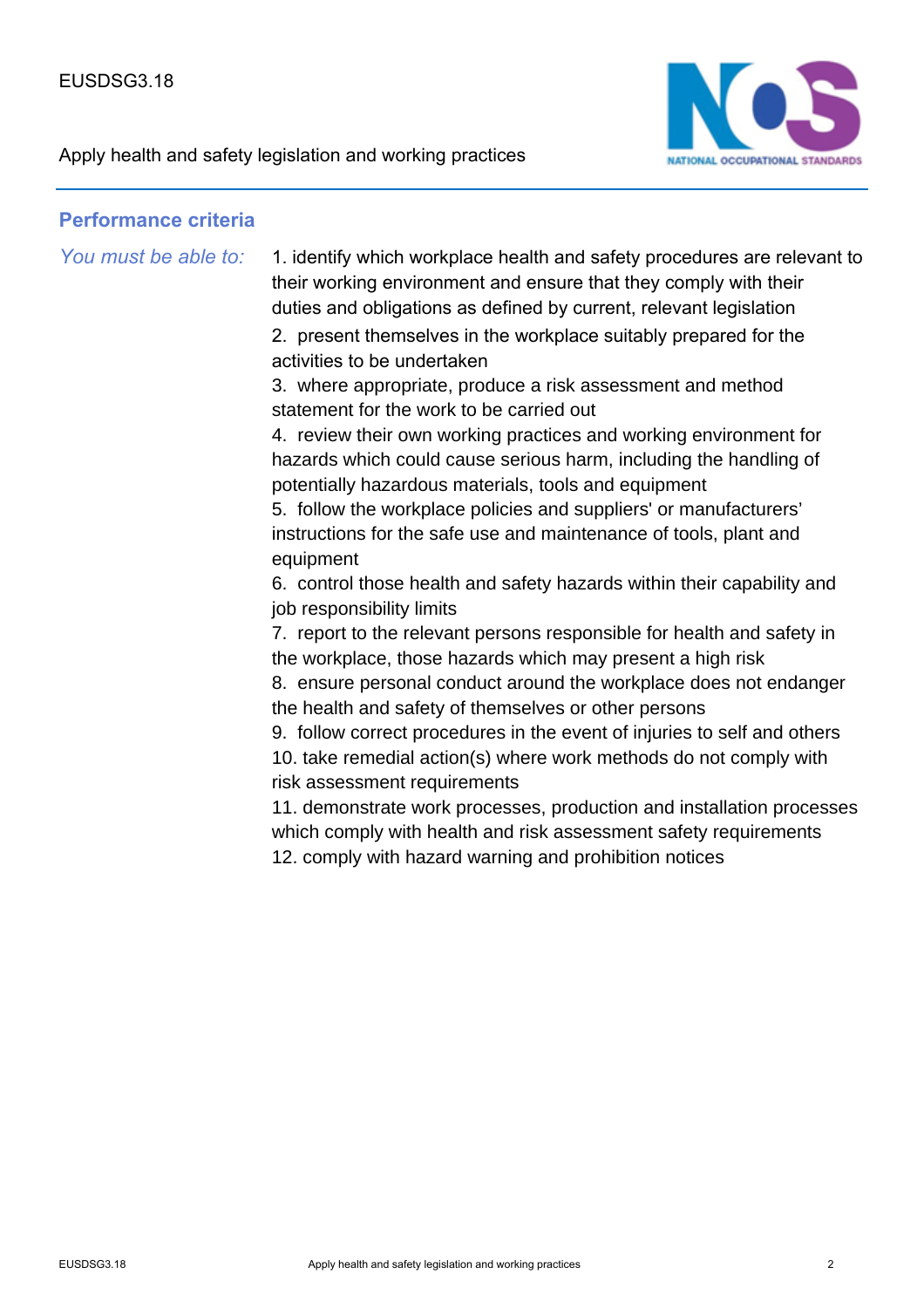## Performance criteria

*You must be able to:*

1. identify which workplace health and safety procedures are relevant to their working environment and ensure that they comply with their duties and obligations as defined by current, relevant legislation
2. present themselves in the workplace suitably prepared for the activities to be undertaken
3. where appropriate, produce a risk assessment and method statement for the work to be carried out
4. review their own working practices and working environment for hazards which could cause serious harm, including the handling of potentially hazardous materials, tools and equipment
5. follow the workplace policies and suppliers' or manufacturers' instructions for the safe use and maintenance of tools, plant and equipment
6. control those health and safety hazards within their capability and job responsibility limits
7. report to the relevant persons responsible for health and safety in the workplace, those hazards which may present a high risk
8. ensure personal conduct around the workplace does not endanger the health and safety of themselves or other persons
9. follow correct procedures in the event of injuries to self and others
10. take remedial action(s) where work methods do not comply with risk assessment requirements
11. demonstrate work processes, production and installation processes which comply with health and risk assessment safety requirements
12. comply with hazard warning and prohibition notices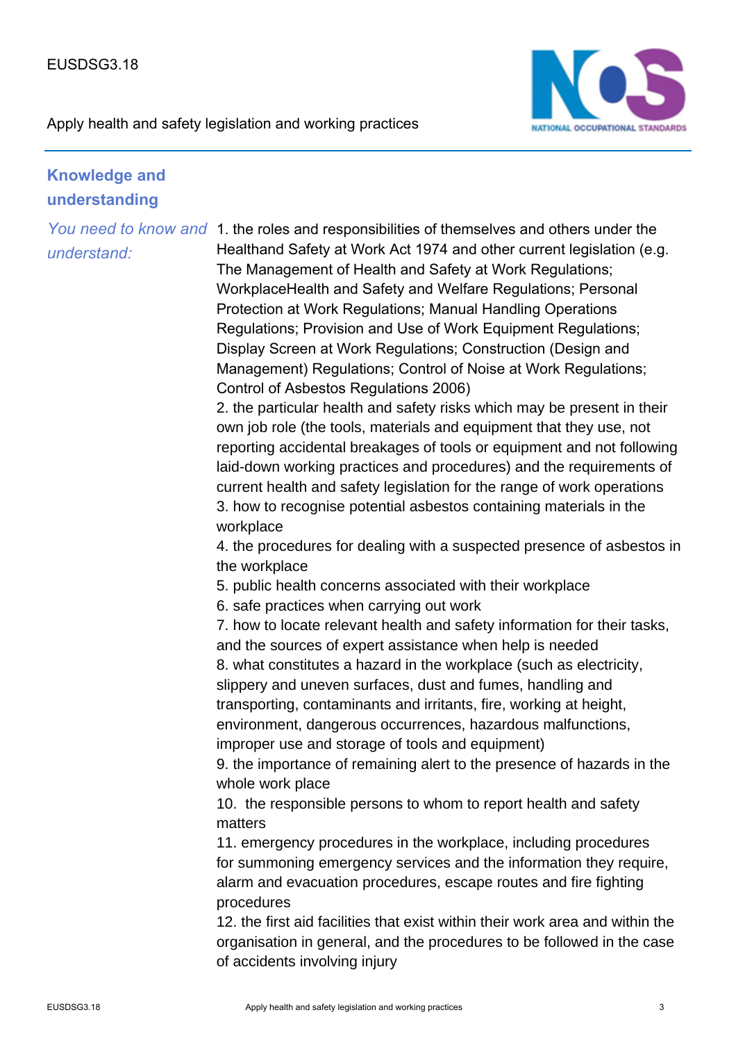## Knowledge and understanding

*You need to know and understand:*

1. the roles and responsibilities of themselves and others under the Healthand Safety at Work Act 1974 and other current legislation (e.g. The Management of Health and Safety at Work Regulations; WorkplaceHealth and Safety and Welfare Regulations; Personal Protection at Work Regulations; Manual Handling Operations Regulations; Provision and Use of Work Equipment Regulations; Display Screen at Work Regulations; Construction (Design and Management) Regulations; Control of Noise at Work Regulations; Control of Asbestos Regulations 2006)
2. the particular health and safety risks which may be present in their own job role (the tools, materials and equipment that they use, not reporting accidental breakages of tools or equipment and not following laid-down working practices and procedures) and the requirements of current health and safety legislation for the range of work operations
3. how to recognise potential asbestos containing materials in the workplace
4. the procedures for dealing with a suspected presence of asbestos in the workplace
5. public health concerns associated with their workplace
6. safe practices when carrying out work
7. how to locate relevant health and safety information for their tasks, and the sources of expert assistance when help is needed
8. what constitutes a hazard in the workplace (such as electricity, slippery and uneven surfaces, dust and fumes, handling and transporting, contaminants and irritants, fire, working at height, environment, dangerous occurrences, hazardous malfunctions, improper use and storage of tools and equipment)
9. the importance of remaining alert to the presence of hazards in the whole work place
10. the responsible persons to whom to report health and safety matters
11. emergency procedures in the workplace, including procedures for summoning emergency services and the information they require, alarm and evacuation procedures, escape routes and fire fighting procedures
12. the first aid facilities that exist within their work area and within the organisation in general, and the procedures to be followed in the case of accidents involving injury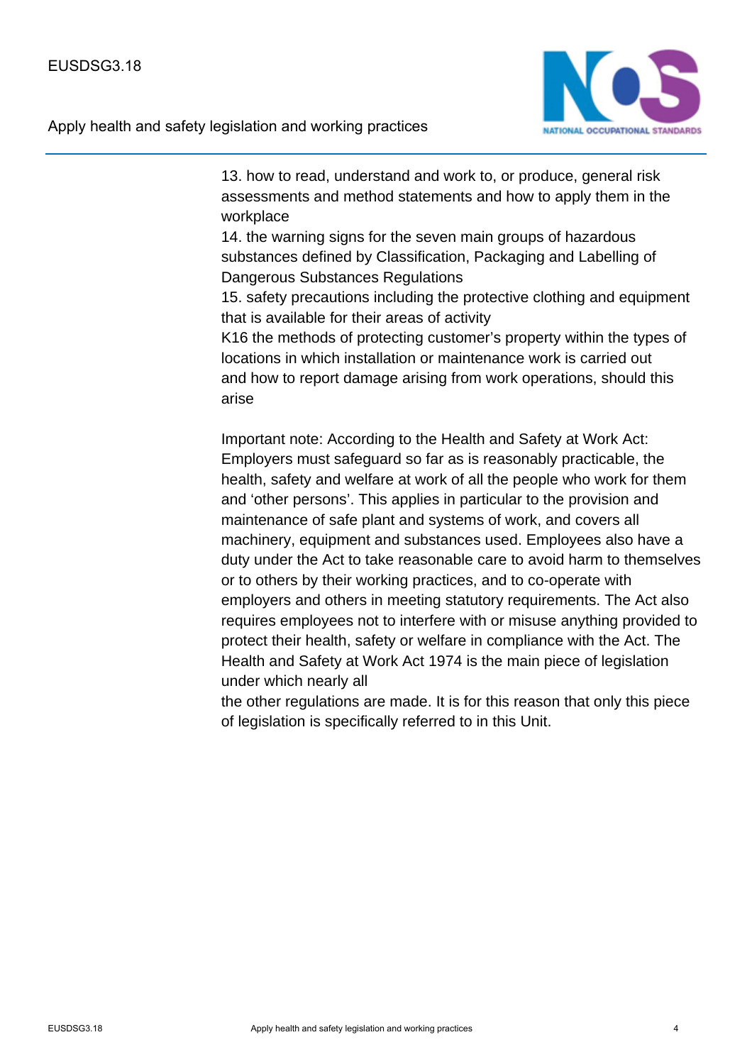13. how to read, understand and work to, or produce, general risk assessments and method statements and how to apply them in the workplace
14. the warning signs for the seven main groups of hazardous substances defined by Classification, Packaging and Labelling of Dangerous Substances Regulations
15. safety precautions including the protective clothing and equipment that is available for their areas of activity
K16 the methods of protecting customer's property within the types of locations in which installation or maintenance work is carried out and how to report damage arising from work operations, should this arise

Important note: According to the Health and Safety at Work Act: Employers must safeguard so far as is reasonably practicable, the health, safety and welfare at work of all the people who work for them and 'other persons'. This applies in particular to the provision and maintenance of safe plant and systems of work, and covers all machinery, equipment and substances used. Employees also have a duty under the Act to take reasonable care to avoid harm to themselves or to others by their working practices, and to co-operate with employers and others in meeting statutory requirements. The Act also requires employees not to interfere with or misuse anything provided to protect their health, safety or welfare in compliance with the Act. The Health and Safety at Work Act 1974 is the main piece of legislation under which nearly all the other regulations are made. It is for this reason that only this piece of legislation is specifically referred to in this Unit.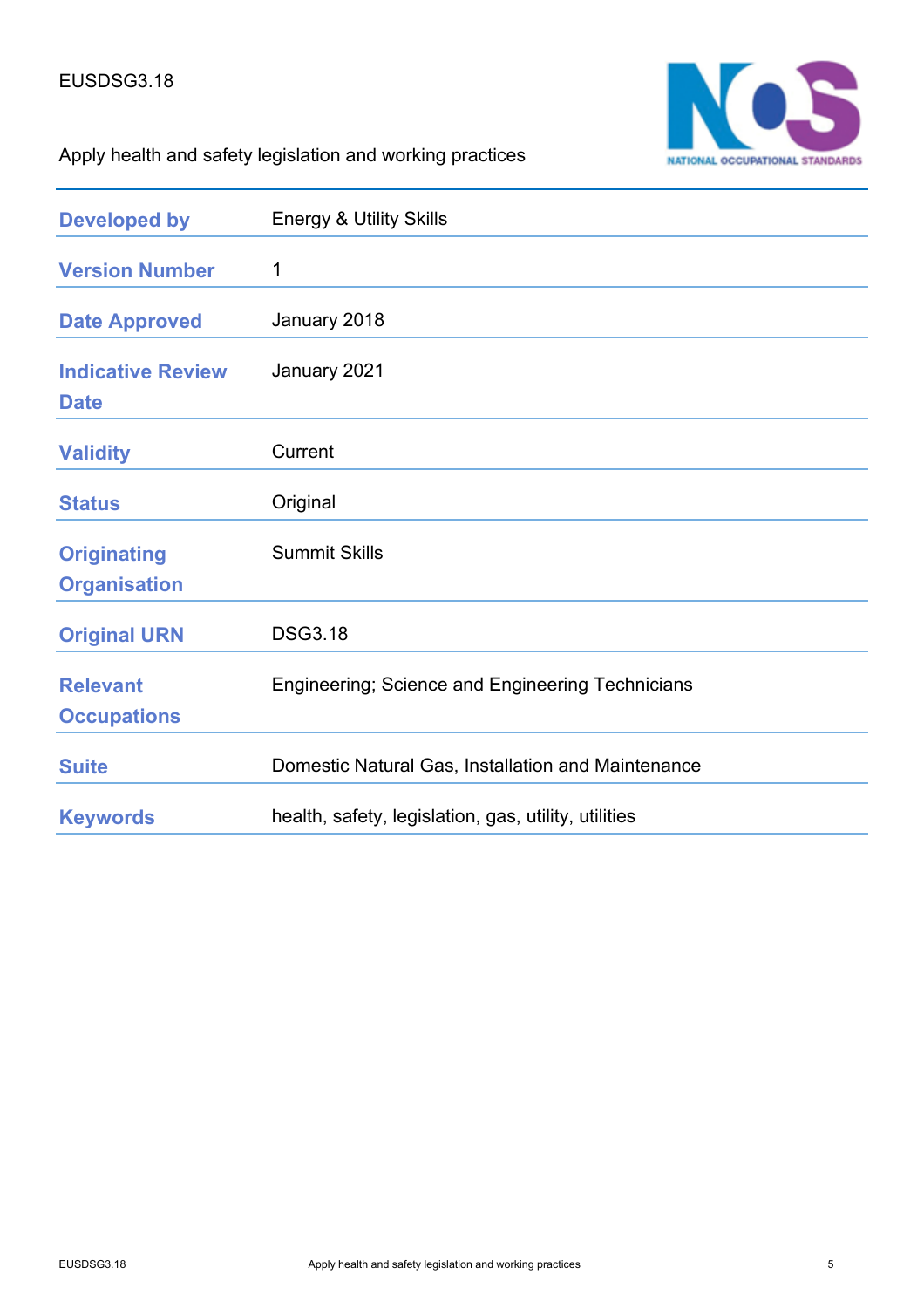EUSDSG3.18

Apply health and safety legislation and working practices

| | |
|---|---|
| **Developed by** | Energy & Utility Skills |
| **Version Number** | 1 |
| **Date Approved** | January 2018 |
| **Indicative Review Date** | January 2021 |
| **Validity** | Current |
| **Status** | Original |
| **Originating Organisation** | Summit Skills |
| **Original URN** | DSG3.18 |
| **Relevant Occupations** | Engineering; Science and Engineering Technicians |
| **Suite** | Domestic Natural Gas, Installation and Maintenance |
| **Keywords** | health, safety, legislation, gas, utility, utilities |